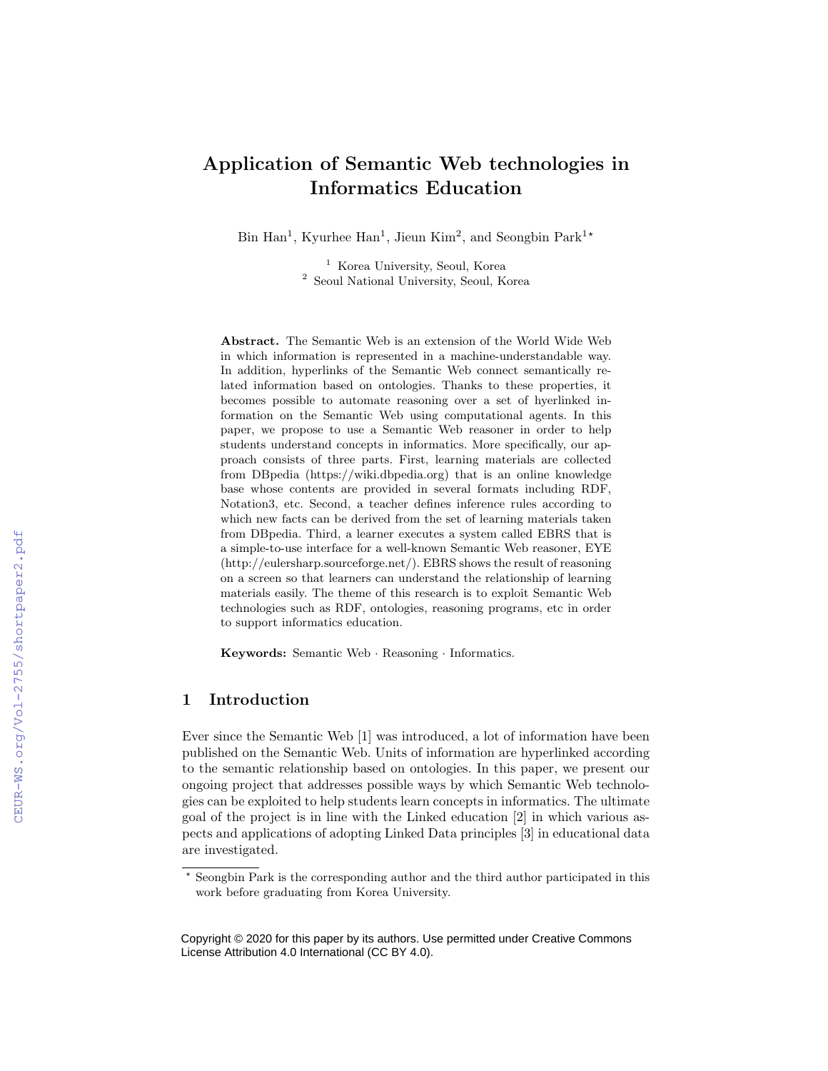# Application of Semantic Web technologies in Informatics Education

Bin Han[1], Kyurhee Han[1], Jieun Kim[2], and Seongbin Park[1*]

[1] Korea University, Seoul, Korea
[2] Seoul National University, Seoul, Korea

**Abstract.** The Semantic Web is an extension of the World Wide Web in which information is represented in a machine-understandable way. In addition, hyperlinks of the Semantic Web connect semantically related information based on ontologies. Thanks to these properties, it becomes possible to automate reasoning over a set of hyerlinked information on the Semantic Web using computational agents. In this paper, we propose to use a Semantic Web reasoner in order to help students understand concepts in informatics. More specifically, our approach consists of three parts. First, learning materials are collected from DBpedia (https://wiki.dbpedia.org) that is an online knowledge base whose contents are provided in several formats including RDF, Notation3, etc. Second, a teacher defines inference rules according to which new facts can be derived from the set of learning materials taken from DBpedia. Third, a learner executes a system called EBRS that is a simple-to-use interface for a well-known Semantic Web reasoner, EYE (http://eulersharp.sourceforge.net/). EBRS shows the result of reasoning on a screen so that learners can understand the relationship of learning materials easily. The theme of this research is to exploit Semantic Web technologies such as RDF, ontologies, reasoning programs, etc in order to support informatics education.

**Keywords:** Semantic Web · Reasoning · Informatics.

## 1 Introduction

Ever since the Semantic Web [1] was introduced, a lot of information have been published on the Semantic Web. Units of information are hyperlinked according to the semantic relationship based on ontologies. In this paper, we present our ongoing project that addresses possible ways by which Semantic Web technologies can be exploited to help students learn concepts in informatics. The ultimate goal of the project is in line with the Linked education [2] in which various aspects and applications of adopting Linked Data principles [3] in educational data are investigated.

[*] Seongbin Park is the corresponding author and the third author participated in this work before graduating from Korea University.

Copyright © 2020 for this paper by its authors. Use permitted under Creative Commons License Attribution 4.0 International (CC BY 4.0).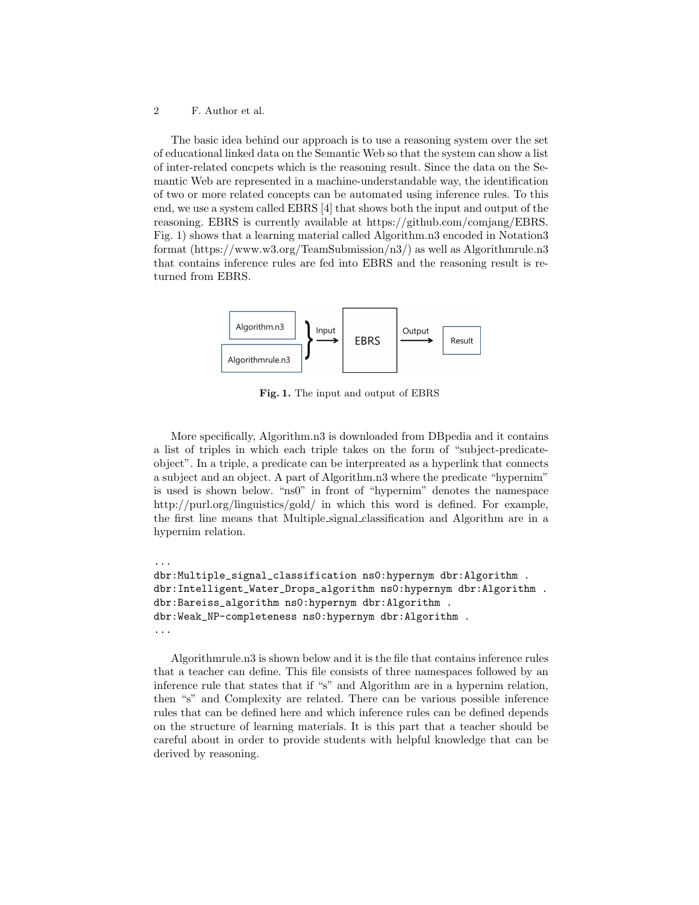The basic idea behind our approach is to use a reasoning system over the set of educational linked data on the Semantic Web so that the system can show a list of inter-related concpets which is the reasoning result. Since the data on the Semantic Web are represented in a machine-understandable way, the identification of two or more related concepts can be automated using inference rules. To this end, we use a system called EBRS [4] that shows both the input and output of the reasoning. EBRS is currently available at https://github.com/comjang/EBRS. Fig. 1) shows that a learning material called Algorithm.n3 encoded in Notation3 format (https://www.w3.org/TeamSubmission/n3/) as well as Algorithmrule.n3 that contains inference rules are fed into EBRS and the reasoning result is returned from EBRS.

Algorithm.n3, Algorithmrule.n3 → Input → EBRS → Output → Result

**Fig. 1.** The input and output of EBRS

More specifically, Algorithm.n3 is downloaded from DBpedia and it contains a list of triples in which each triple takes on the form of "subject-predicate-object". In a triple, a predicate can be interpreated as a hyperlink that connects a subject and an object. A part of Algorithm.n3 where the predicate "hypernim" is used is shown below. "ns0" in front of "hypernim" denotes the namespace http://purl.org/linguistics/gold/ in which this word is defined. For example, the first line means that Multiple_signal_classification and Algorithm are in a hypernim relation.

```
...
dbr:Multiple_signal_classification ns0:hypernym dbr:Algorithm .
dbr:Intelligent_Water_Drops_algorithm ns0:hypernym dbr:Algorithm .
dbr:Bareiss_algorithm ns0:hypernym dbr:Algorithm .
dbr:Weak_NP-completeness ns0:hypernym dbr:Algorithm .
...
```

Algorithmrule.n3 is shown below and it is the file that contains inference rules that a teacher can define. This file consists of three namespaces followed by an inference rule that states that if "s" and Algorithm are in a hypernim relation, then "s" and Complexity are related. There can be various possible inference rules that can be defined here and which inference rules can be defined depends on the structure of learning materials. It is this part that a teacher should be careful about in order to provide students with helpful knowledge that can be derived by reasoning.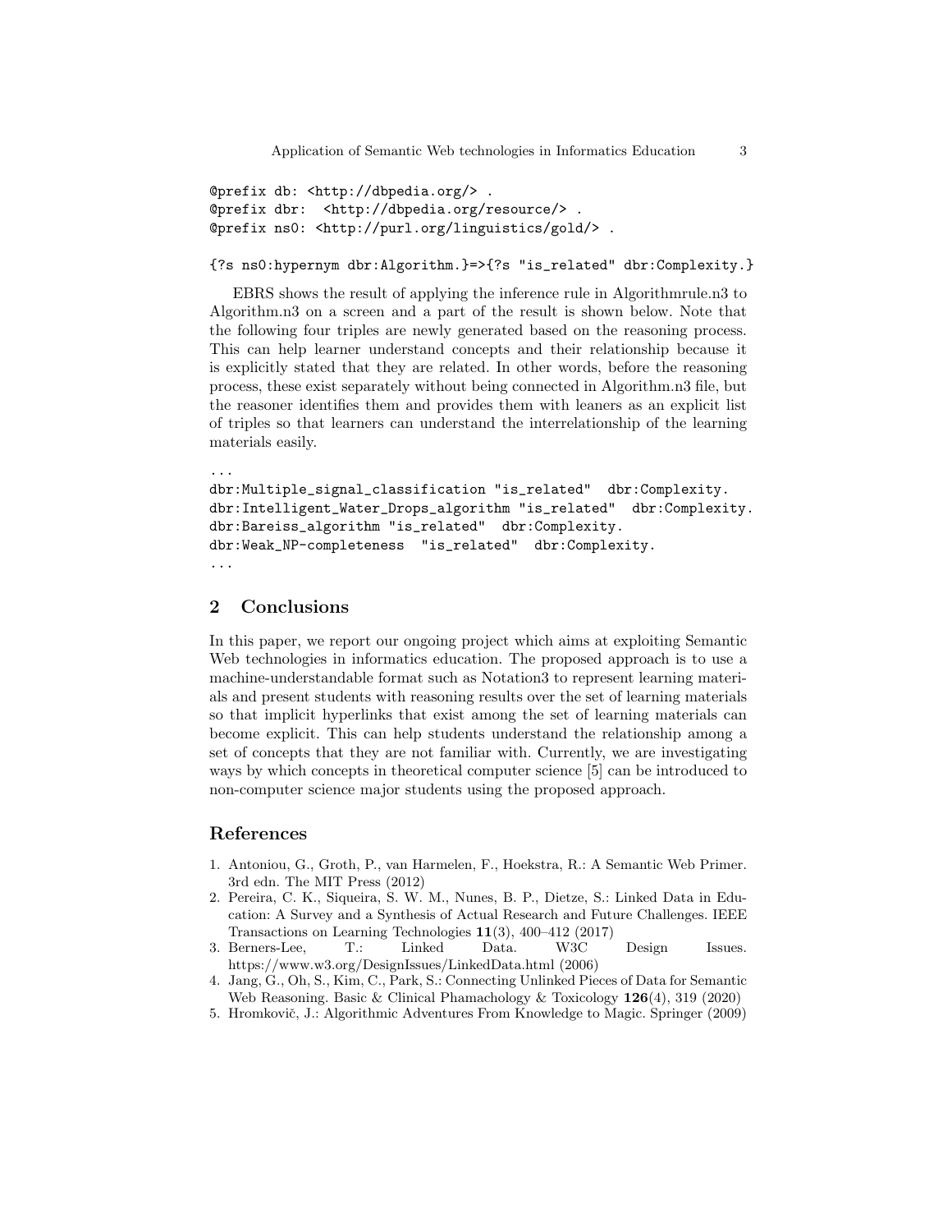```
@prefix db: <http://dbpedia.org/> .
@prefix dbr:  <http://dbpedia.org/resource/> .
@prefix ns0: <http://purl.org/linguistics/gold/> .

{?s ns0:hypernym dbr:Algorithm.}=>{?s "is_related" dbr:Complexity.}
```

EBRS shows the result of applying the inference rule in Algorithmrule.n3 to Algorithm.n3 on a screen and a part of the result is shown below. Note that the following four triples are newly generated based on the reasoning process. This can help learner understand concepts and their relationship because it is explicitly stated that they are related. In other words, before the reasoning process, these exist separately without being connected in Algorithm.n3 file, but the reasoner identifies them and provides them with leaners as an explicit list of triples so that learners can understand the interrelationship of the learning materials easily.

```
...
dbr:Multiple_signal_classification "is_related"  dbr:Complexity.
dbr:Intelligent_Water_Drops_algorithm "is_related"  dbr:Complexity.
dbr:Bareiss_algorithm "is_related"  dbr:Complexity.
dbr:Weak_NP-completeness  "is_related"  dbr:Complexity.
...
```

## 2 Conclusions

In this paper, we report our ongoing project which aims at exploiting Semantic Web technologies in informatics education. The proposed approach is to use a machine-understandable format such as Notation3 to represent learning materials and present students with reasoning results over the set of learning materials so that implicit hyperlinks that exist among the set of learning materials can become explicit. This can help students understand the relationship among a set of concepts that they are not familiar with. Currently, we are investigating ways by which concepts in theoretical computer science [5] can be introduced to non-computer science major students using the proposed approach.

## References

1. Antoniou, G., Groth, P., van Harmelen, F., Hoekstra, R.: A Semantic Web Primer. 3rd edn. The MIT Press (2012)
2. Pereira, C. K., Siqueira, S. W. M., Nunes, B. P., Dietze, S.: Linked Data in Education: A Survey and a Synthesis of Actual Research and Future Challenges. IEEE Transactions on Learning Technologies **11**(3), 400–412 (2017)
3. Berners-Lee, T.: Linked Data. W3C Design Issues. https://www.w3.org/DesignIssues/LinkedData.html (2006)
4. Jang, G., Oh, S., Kim, C., Park, S.: Connecting Unlinked Pieces of Data for Semantic Web Reasoning. Basic & Clinical Phamachology & Toxicology **126**(4), 319 (2020)
5. Hromkovič, J.: Algorithmic Adventures From Knowledge to Magic. Springer (2009)